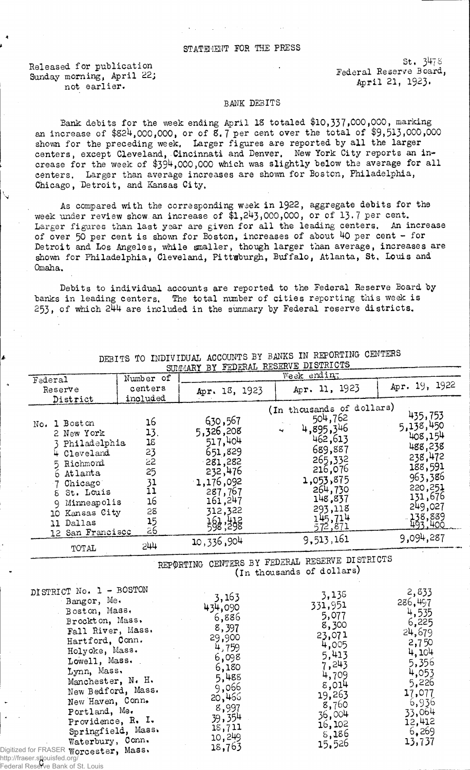STATEMENT FOR THE PRESS

Released for publication
Sunday morning, April 22;
not earlier.

St. 3478
Federal Reserve Board,
April 21, 1923.

## BANK DEBITS

Bank debits for the week ending April 18 totaled $10,337,000,000, marking an increase of $824,000,000, or of 8.7 per cent over the total of $9,513,000,000 shown for the preceding week. Larger figures are reported by all the larger centers, except Cleveland, Cincinnati and Denver. New York City reports an increase for the week of $394,000,000 which was slightly below the average for all centers. Larger than average increases are shown for Boston, Philadelphia, Chicago, Detroit, and Kansas City.

As compared with the corresponding week in 1922, aggregate debits for the week under review show an increase of $1,243,000,000, or of 13.7 per cent. Larger figures than last year are given for all the leading centers. An increase of over 50 per cent is shown for Boston, increases of about 40 per cent - for Detroit and Los Angeles, while smaller, though larger than average, increases are shown for Philadelphia, Cleveland, Pittsburgh, Buffalo, Atlanta, St. Louis and Omaha.

Debits to individual accounts are reported to the Federal Reserve Board by banks in leading centers. The total number of cities reporting this week is 253, of which 244 are included in the summary by Federal reserve districts.

DEBITS TO INDIVIDUAL ACCOUNTS BY BANKS IN REPORTING CENTERS
SUMMARY BY FEDERAL RESERVE DISTRICTS

| Federal Reserve District | Number of centers included | Week ending Apr. 18, 1923 | Apr. 11, 1923 | Apr. 19, 1922 |
|---|---|---|---|---|
| | | (In thousands of dollars) | | |
| No. 1 Boston | 16 | 630,567 | 504,762 | 435,753 |
| 2 New York | 13 | 5,326,208 | 4,895,346 | 5,138,450 |
| 3 Philadelphia | 18 | 517,404 | 462,613 | 408,154 |
| 4 Cleveland | 23 | 651,829 | 689,887 | 488,238 |
| 5 Richmond | 22 | 281,282 | 265,332 | 238,472 |
| 6 Atlanta | 25 | 232,476 | 216,076 | 188,591 |
| 7 Chicago | 31 | 1,176,092 | 1,053,875 | 963,386 |
| 8 St. Louis | 11 | 287,767 | 264,730 | 220,251 |
| 9 Minneapolis | 16 | 161,247 | 148,837 | 131,676 |
| 10 Kansas City | 28 | 312,322 | 293,118 | 249,027 |
| 11 Dallas | 15 | 161,412 | 145,714 | 138,889 |
| 12 San Francisco | 26 | 598,298 | 572,871 | 493,400 |
| TOTAL | 244 | 10,336,904 | 9,513,161 | 9,094,287 |

REPORTING CENTERS BY FEDERAL RESERVE DISTRICTS
(In thousands of dollars)

| DISTRICT No. 1 - BOSTON | | | |
|---|---|---|---|
| Bangor, Me. | 3,163 | 3,138 | 2,833 |
| Boston, Mass. | 434,090 | 331,951 | 286,497 |
| Brockton, Mass. | 6,886 | 5,077 | 4,535 |
| Fall River, Mass. | 8,397 | 8,300 | 6,225 |
| Hartford, Conn. | 29,900 | 23,071 | 24,679 |
| Holyoke, Mass. | 4,759 | 4,005 | 2,750 |
| Lowell, Mass. | 6,098 | 5,413 | 4,104 |
| Lynn, Mass. | 6,180 | 7,243 | 5,356 |
| Manchester, N. H. | 5,488 | 4,709 | 4,053 |
| New Bedford, Mass. | 9,066 | 8,014 | 5,226 |
| New Haven, Conn. | 20,466 | 19,263 | 17,077 |
| Portland, Me. | 8,997 | 8,760 | 6,936 |
| Providence, R. I. | 39,354 | 36,004 | 33,064 |
| Springfield, Mass. | 18,711 | 16,102 | 12,412 |
| Waterbury, Conn. | 10,249 | 8,186 | 6,269 |
| Worcester, Mass. | 18,763 | 15,526 | 13,737 |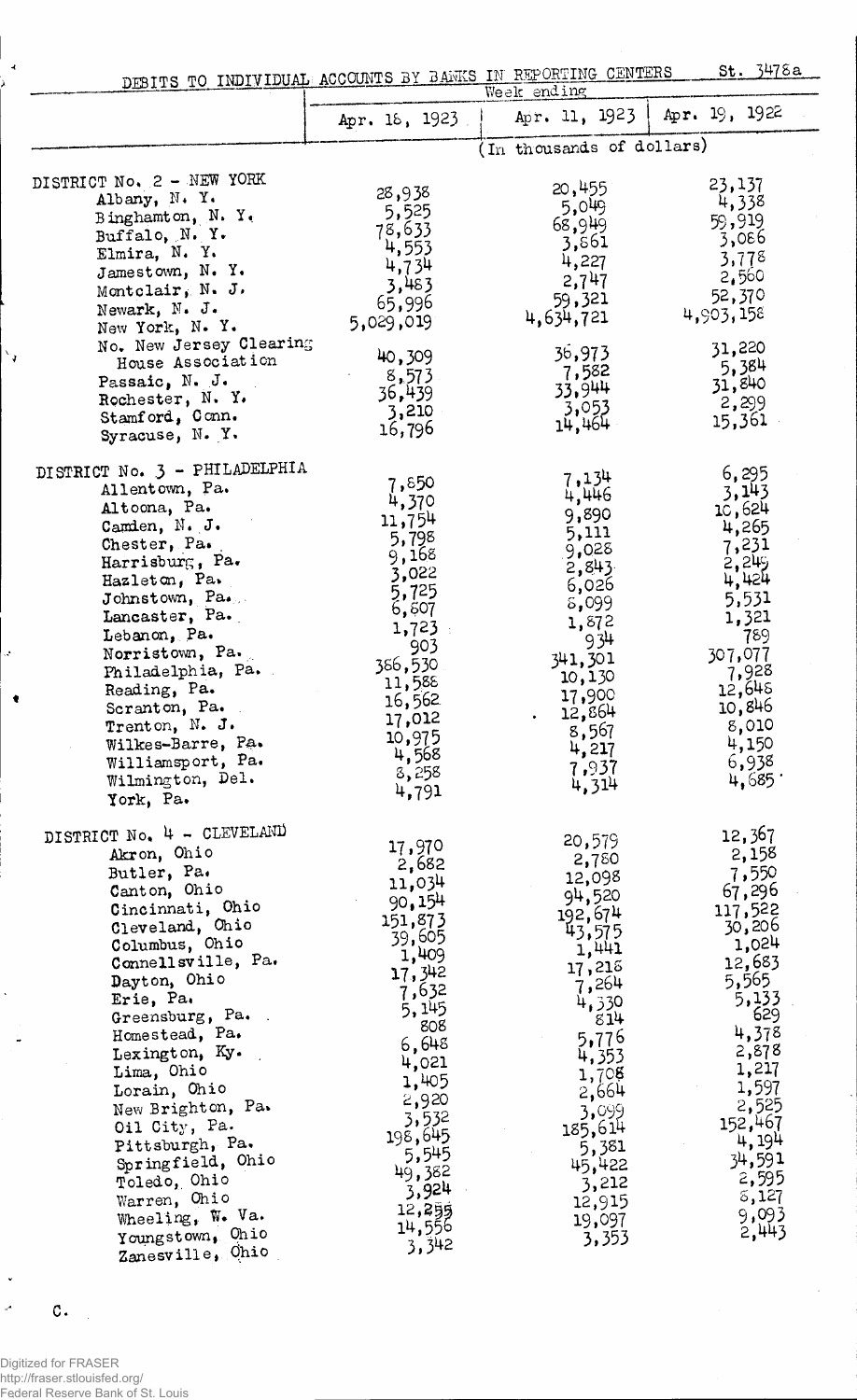DEBITS TO INDIVIDUAL ACCOUNTS BY BANKS IN REPORTING CENTERS St. 3478a

| | Week ending | | |
|---|---|---|---|
| | Apr. 18, 1923 | Apr. 11, 1923 | Apr. 19, 1922 |
| | (In thousands of dollars) | | |
| **DISTRICT No. 2 - NEW YORK** | | | |
| Albany, N. Y. | 28,938 | 20,455 | 23,137 |
| Binghamton, N. Y. | 5,525 | 5,049 | 4,338 |
| Buffalo, N. Y. | 78,633 | 68,949 | 59,919 |
| Elmira, N. Y. | 4,553 | 3,861 | 3,086 |
| Jamestown, N. Y. | 4,734 | 4,227 | 3,778 |
| Montclair, N. J. | 3,483 | 2,747 | 2,560 |
| Newark, N. J. | 65,996 | 59,321 | 52,370 |
| New York, N. Y. | 5,029,019 | 4,634,721 | 4,903,158 |
| No. New Jersey Clearing House Association | 40,309 | 36,973 | 31,220 |
| Passaic, N. J. | 8,573 | 7,582 | 5,384 |
| Rochester, N. Y. | 36,439 | 33,944 | 31,840 |
| Stamford, Conn. | 3,210 | 3,053 | 2,299 |
| Syracuse, N. Y. | 16,796 | 14,464 | 15,361 |
| **DISTRICT No. 3 - PHILADELPHIA** | | | |
| Allentown, Pa. | 7,850 | 7,134 | 6,295 |
| Altoona, Pa. | 4,370 | 4,446 | 3,143 |
| Camden, N. J. | 11,754 | 9,890 | 10,624 |
| Chester, Pa. | 5,798 | 5,111 | 4,265 |
| Harrisburg, Pa. | 9,168 | 9,028 | 7,231 |
| Hazleton, Pa. | 3,022 | 2,843 | 2,249 |
| Johnstown, Pa. | 5,725 | 6,026 | 4,424 |
| Lancaster, Pa. | 6,807 | 8,099 | 5,531 |
| Lebanon, Pa. | 1,723 | 1,872 | 1,321 |
| Norristown, Pa. | 903 | 934 | 789 |
| Philadelphia, Pa. | 386,530 | 341,301 | 307,077 |
| Reading, Pa. | 11,588 | 10,130 | 7,928 |
| Scranton, Pa. | 16,562 | 17,900 | 12,648 |
| Trenton, N. J. | 17,012 | 12,864 | 10,846 |
| Wilkes-Barre, Pa. | 10,975 | 8,567 | 8,010 |
| Williamsport, Pa. | 4,568 | 4,217 | 4,150 |
| Wilmington, Del. | 8,258 | 7,937 | 6,938 |
| York, Pa. | 4,791 | 4,314 | 4,685 |
| **DISTRICT No. 4 - CLEVELAND** | | | |
| Akron, Ohio | 17,970 | 20,579 | 12,367 |
| Butler, Pa. | 2,682 | 2,780 | 2,158 |
| Canton, Ohio | 11,034 | 12,098 | 7,550 |
| Cincinnati, Ohio | 90,154 | 94,520 | 67,296 |
| Cleveland, Ohio | 151,873 | 192,674 | 117,522 |
| Columbus, Ohio | 39,605 | 43,575 | 30,206 |
| Connellsville, Pa. | 1,409 | 1,441 | 1,024 |
| Dayton, Ohio | 17,342 | 17,218 | 12,683 |
| Erie, Pa. | 7,632 | 7,264 | 5,565 |
| Greensburg, Pa. | 5,145 | 4,330 | 5,133 |
| Homestead, Pa. | 808 | 814 | 629 |
| Lexington, Ky. | 6,648 | 5,776 | 4,378 |
| Lima, Ohio | 4,021 | 4,353 | 2,878 |
| Lorain, Ohio | 1,405 | 1,708 | 1,217 |
| New Brighton, Pa. | 2,920 | 2,664 | 1,597 |
| Oil City, Pa. | 3,532 | 3,099 | 2,525 |
| Pittsburgh, Pa. | 198,645 | 185,614 | 152,467 |
| Springfield, Ohio | 5,545 | 5,381 | 4,194 |
| Toledo, Ohio | 49,382 | 45,422 | 34,591 |
| Warren, Ohio | 3,924 | 3,212 | 2,595 |
| Wheeling, W. Va. | 12,255 | 12,915 | 8,127 |
| Youngstown, Ohio | 14,556 | 19,097 | 9,093 |
| Zanesville, Ohio | 3,342 | 3,353 | 2,443 |

C.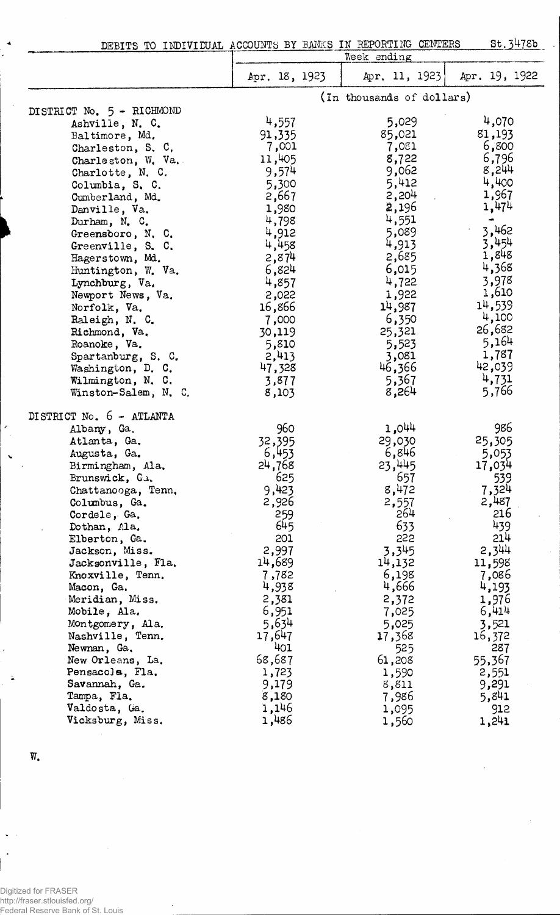DEBITS TO INDIVIDUAL ACCOUNTS BY BANKS IN REPORTING CENTERS St.3478b

| | Week ending | | |
|---|---|---|---|
| | Apr. 18, 1923 | Apr. 11, 1923 | Apr. 19, 1922 |
| | (In thousands of dollars) | | |
| DISTRICT No. 5 - RICHMOND | | | |
| Ashville, N. C. | 4,557 | 5,029 | 4,070 |
| Baltimore, Md. | 91,335 | 85,021 | 81,193 |
| Charleston, S. C. | 7,001 | 7,081 | 6,800 |
| Charleston, W. Va. | 11,405 | 8,722 | 6,796 |
| Charlotte, N. C. | 9,574 | 9,062 | 8,244 |
| Columbia, S. C. | 5,300 | 5,412 | 4,400 |
| Cumberland, Md. | 2,667 | 2,204 | 1,967 |
| Danville, Va. | 1,980 | 2,196 | 1,474 |
| Durham, N. C. | 4,798 | 4,551 | - |
| Greensboro, N. C. | 4,912 | 5,089 | 3,462 |
| Greenville, S. C. | 4,458 | 4,913 | 3,454 |
| Hagerstown, Md. | 2,874 | 2,685 | 1,848 |
| Huntington, W. Va. | 6,824 | 6,015 | 4,368 |
| Lynchburg, Va. | 4,857 | 4,722 | 3,978 |
| Newport News, Va. | 2,022 | 1,922 | 1,610 |
| Norfolk, Va. | 16,866 | 14,987 | 14,539 |
| Raleigh, N. C. | 7,000 | 6,350 | 4,100 |
| Richmond, Va. | 30,119 | 25,321 | 26,682 |
| Roanoke, Va. | 5,810 | 5,523 | 5,164 |
| Spartanburg, S. C. | 2,413 | 3,081 | 1,787 |
| Washington, D. C. | 47,328 | 46,366 | 42,039 |
| Wilmington, N. C. | 3,877 | 5,367 | 4,731 |
| Winston-Salem, N. C. | 8,103 | 8,264 | 5,766 |
| DISTRICT No. 6 - ATLANTA | | | |
| Albany, Ga. | 960 | 1,044 | 986 |
| Atlanta, Ga. | 32,395 | 29,030 | 25,305 |
| Augusta, Ga. | 6,453 | 6,846 | 5,053 |
| Birmingham, Ala. | 24,768 | 23,445 | 17,034 |
| Brunswick, Ga. | 625 | 657 | 539 |
| Chattanooga, Tenn. | 9,423 | 8,472 | 7,324 |
| Columbus, Ga. | 2,926 | 2,557 | 2,487 |
| Cordele, Ga. | 259 | 264 | 216 |
| Dothan, Ala. | 645 | 633 | 439 |
| Elberton, Ga. | 201 | 222 | 214 |
| Jackson, Miss. | 2,997 | 3,345 | 2,344 |
| Jacksonville, Fla. | 14,689 | 14,132 | 11,598 |
| Knoxville, Tenn. | 7,782 | 6,198 | 7,086 |
| Macon, Ga. | 4,938 | 4,666 | 4,193 |
| Meridian, Miss. | 2,381 | 2,372 | 1,976 |
| Mobile, Ala. | 6,951 | 7,025 | 6,414 |
| Montgomery, Ala. | 5,634 | 5,025 | 3,521 |
| Nashville, Tenn. | 17,647 | 17,368 | 16,372 |
| Newnan, Ga. | 401 | 525 | 287 |
| New Orleans, La. | 68,687 | 61,208 | 55,367 |
| Pensacola, Fla. | 1,723 | 1,590 | 2,551 |
| Savannah, Ga. | 9,179 | 8,811 | 9,291 |
| Tampa, Fla. | 8,180 | 7,986 | 5,841 |
| Valdosta, Ga. | 1,146 | 1,095 | 912 |
| Vicksburg, Miss. | 1,486 | 1,560 | 1,241 |

W.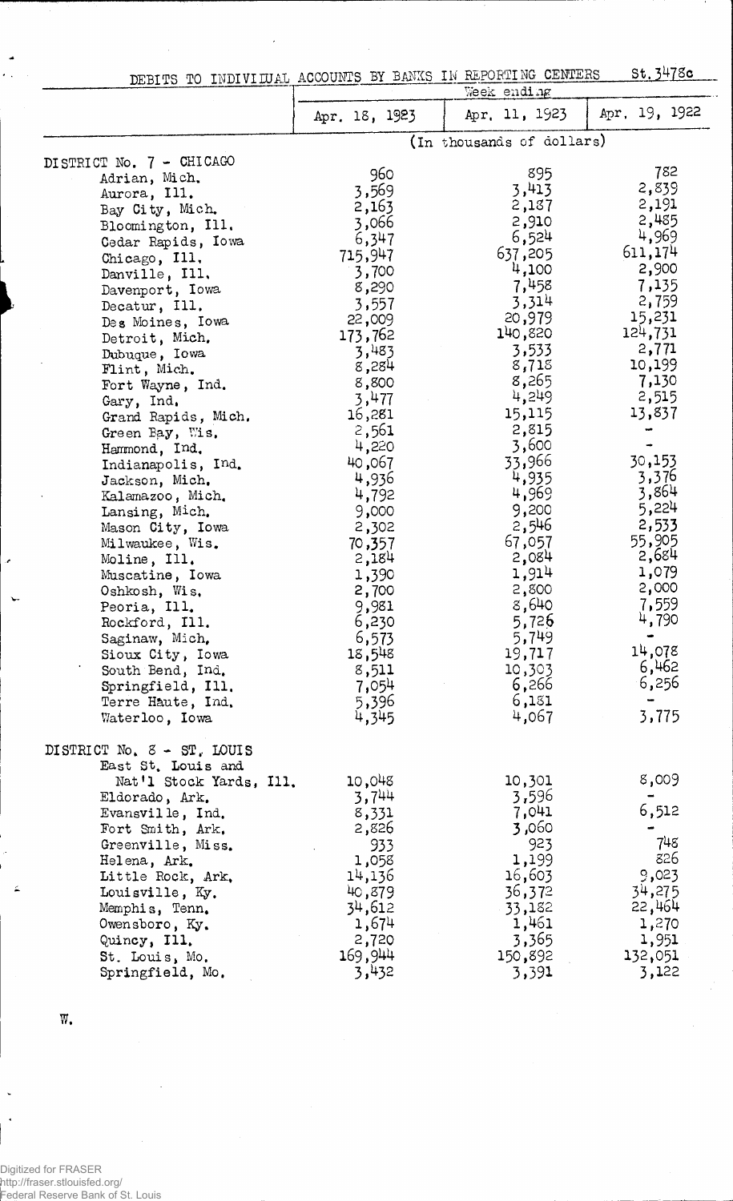DEBITS TO INDIVIDUAL ACCOUNTS BY BANKS IN REPORTING CENTERS St.3478c

| | Week ending | | |
|---|---|---|---|
| | Apr. 18, 1923 | Apr. 11, 1923 | Apr. 19, 1922 |
| | (In thousands of dollars) | | |
| DISTRICT No. 7 - CHICAGO | | | |
| Adrian, Mich. | 960 | 895 | 782 |
| Aurora, Ill. | 3,569 | 3,413 | 2,839 |
| Bay City, Mich. | 2,163 | 2,187 | 2,191 |
| Bloomington, Ill. | 3,066 | 2,910 | 2,485 |
| Cedar Rapids, Iowa | 6,347 | 6,524 | 4,969 |
| Chicago, Ill. | 715,947 | 637,205 | 611,174 |
| Danville, Ill. | 3,700 | 4,100 | 2,900 |
| Davenport, Iowa | 8,290 | 7,458 | 7,135 |
| Decatur, Ill. | 3,557 | 3,314 | 2,759 |
| Des Moines, Iowa | 22,009 | 20,979 | 15,231 |
| Detroit, Mich. | 173,762 | 140,820 | 124,731 |
| Dubuque, Iowa | 3,483 | 3,533 | 2,771 |
| Flint, Mich. | 8,284 | 8,718 | 10,199 |
| Fort Wayne, Ind. | 8,800 | 8,265 | 7,130 |
| Gary, Ind. | 3,477 | 4,249 | 2,515 |
| Grand Rapids, Mich. | 16,281 | 15,115 | 13,837 |
| Green Bay, Wis. | 2,561 | 2,815 | - |
| Hammond, Ind. | 4,220 | 3,600 | - |
| Indianapolis, Ind. | 40,067 | 33,966 | 30,153 |
| Jackson, Mich. | 4,936 | 4,935 | 3,376 |
| Kalamazoo, Mich. | 4,792 | 4,969 | 3,864 |
| Lansing, Mich. | 9,000 | 9,200 | 5,224 |
| Mason City, Iowa | 2,302 | 2,546 | 2,533 |
| Milwaukee, Wis. | 70,357 | 67,057 | 55,905 |
| Moline, Ill. | 2,184 | 2,084 | 2,684 |
| Muscatine, Iowa | 1,390 | 1,914 | 1,079 |
| Oshkosh, Wis. | 2,700 | 2,800 | 2,000 |
| Peoria, Ill. | 9,981 | 8,640 | 7,559 |
| Rockford, Ill. | 6,230 | 5,726 | 4,790 |
| Saginaw, Mich. | 6,573 | 5,749 | - |
| Sioux City, Iowa | 18,548 | 19,717 | 14,078 |
| South Bend, Ind. | 8,511 | 10,303 | 6,462 |
| Springfield, Ill. | 7,054 | 6,266 | 6,256 |
| Terre Haute, Ind. | 5,396 | 6,181 | - |
| Waterloo, Iowa | 4,345 | 4,067 | 3,775 |
| DISTRICT No. 8 - ST. LOUIS | | | |
| East St. Louis and Nat'l Stock Yards, Ill. | 10,048 | 10,301 | 8,009 |
| Eldorado, Ark. | 3,744 | 3,596 | - |
| Evansville, Ind. | 8,331 | 7,041 | 6,512 |
| Fort Smith, Ark. | 2,826 | 3,060 | - |
| Greenville, Miss. | 933 | 923 | 748 |
| Helena, Ark. | 1,058 | 1,199 | 826 |
| Little Rock, Ark. | 14,136 | 16,603 | 9,023 |
| Louisville, Ky. | 40,879 | 36,372 | 34,275 |
| Memphis, Tenn. | 34,612 | 33,182 | 22,464 |
| Owensboro, Ky. | 1,674 | 1,461 | 1,270 |
| Quincy, Ill. | 2,720 | 3,365 | 1,951 |
| St. Louis, Mo. | 169,944 | 150,892 | 132,051 |
| Springfield, Mo. | 3,432 | 3,391 | 3,122 |

W.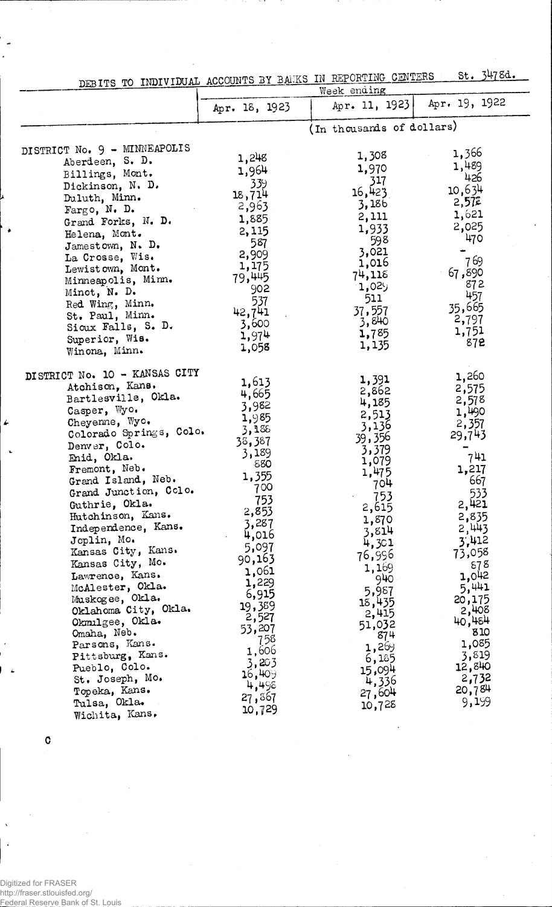St. 3478d.

DEBITS TO INDIVIDUAL ACCOUNTS BY BANKS IN REPORTING CENTERS

| | Week ending | | |
|---|---|---|---|
| | Apr. 18, 1923 | Apr. 11, 1923 | Apr. 19, 1922 |
| | (In thousands of dollars) | | |
| **DISTRICT No. 9 - MINNEAPOLIS** | | | |
| Aberdeen, S. D. | 1,248 | 1,308 | 1,366 |
| Billings, Mont. | 1,964 | 1,970 | 1,489 |
| Dickinson, N. D. | 339 | 317 | 426 |
| Duluth, Minn. | 18,714 | 16,423 | 10,634 |
| Fargo, N. D. | 2,963 | 3,186 | 2,572 |
| Grand Forks, N. D. | 1,885 | 2,111 | 1,621 |
| Helena, Mont. | 2,115 | 1,933 | 2,025 |
| Jamestown, N. D. | 587 | 598 | 470 |
| La Crosse, Wis. | 2,909 | 3,021 | - |
| Lewistown, Mont. | 1,175 | 1,016 | 769 |
| Minneapolis, Minn. | 79,445 | 74,118 | 67,890 |
| Minot, N. D. | 902 | 1,029 | 872 |
| Red Wing, Minn. | 537 | 511 | 457 |
| St. Paul, Minn. | 42,741 | 37,557 | 35,665 |
| Sioux Falls, S. D. | 3,600 | 3,840 | 2,797 |
| Superior, Wis. | 1,974 | 1,785 | 1,751 |
| Winona, Minn. | 1,058 | 1,135 | 872 |
| **DISTRICT No. 10 - KANSAS CITY** | | | |
| Atchison, Kans. | 1,613 | 1,391 | 1,260 |
| Bartlesville, Okla. | 4,665 | 2,862 | 2,575 |
| Casper, Wyo. | 3,982 | 4,185 | 2,578 |
| Cheyenne, Wyo. | 1,985 | 2,513 | 1,490 |
| Colorado Springs, Colo. | 3,186 | 3,136 | 2,357 |
| Denver, Colo. | 38,387 | 39,356 | 29,743 |
| Enid, Okla. | 3,189 | 3,379 | - |
| Fremont, Neb. | 880 | 1,079 | 741 |
| Grand Island, Neb. | 1,355 | 1,475 | 1,217 |
| Grand Junction, Colo. | 700 | 704 | 667 |
| Guthrie, Okla. | 753 | 753 | 533 |
| Hutchinson, Kans. | 2,853 | 2,615 | 2,421 |
| Independence, Kans. | 3,287 | 1,870 | 2,835 |
| Joplin, Mo. | 4,016 | 3,814 | 2,443 |
| Kansas City, Kans. | 5,097 | 4,301 | 3,412 |
| Kansas City, Mo. | 90,163 | 76,996 | 73,058 |
| Lawrence, Kans. | 1,061 | 1,169 | 878 |
| McAlester, Okla. | 1,229 | 940 | 1,042 |
| Muskogee, Okla. | 6,915 | 5,987 | 5,441 |
| Oklahoma City, Okla. | 19,389 | 18,435 | 20,175 |
| Okmulgee, Okla. | 2,527 | 2,415 | 2,408 |
| Omaha, Neb. | 53,207 | 51,032 | 40,484 |
| Parsons, Kans. | 758 | 874 | 810 |
| Pittsburg, Kans. | 1,606 | 1,269 | 1,085 |
| Pueblo, Colo. | 3,203 | 6,185 | 3,819 |
| St. Joseph, Mo. | 16,409 | 15,094 | 12,840 |
| Topeka, Kans. | 4,498 | 4,336 | 2,732 |
| Tulsa, Okla. | 27,867 | 27,604 | 20,784 |
| Wichita, Kans. | 10,729 | 10,728 | 9,199 |

C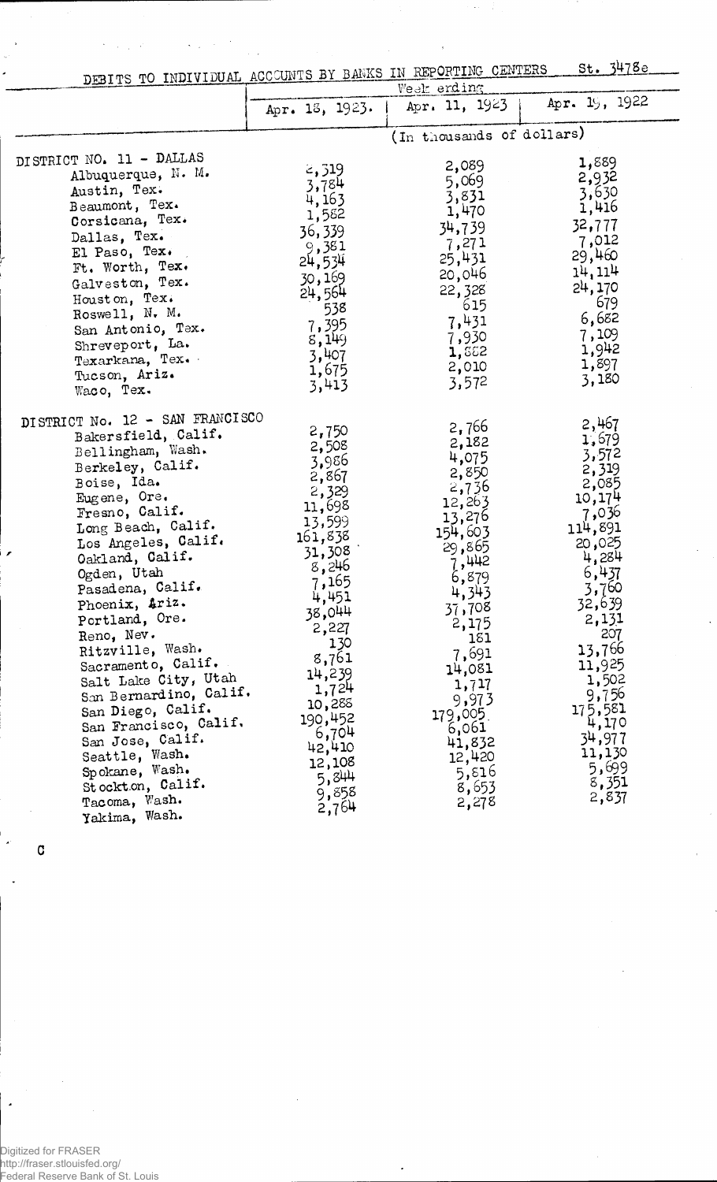St. 3478e

## DEBITS TO INDIVIDUAL ACCOUNTS BY BANKS IN REPORTING CENTERS

| | Week ending | | |
|---|---|---|---|
| | Apr. 18, 1923. | Apr. 11, 1923 | Apr. 19, 1922 |
| | (In thousands of dollars) | | |
| **DISTRICT NO. 11 - DALLAS** | | | |
| Albuquerque, N. M. | 2,319 | 2,089 | 1,889 |
| Austin, Tex. | 3,784 | 5,069 | 2,932 |
| Beaumont, Tex. | 4,163 | 3,831 | 3,630 |
| Corsicana, Tex. | 1,582 | 1,470 | 1,416 |
| Dallas, Tex. | 36,339 | 34,739 | 32,777 |
| El Paso, Tex. | 9,381 | 7,271 | 7,012 |
| Ft. Worth, Tex. | 24,534 | 25,431 | 29,460 |
| Galveston, Tex. | 30,169 | 20,046 | 14,114 |
| Houston, Tex. | 24,564 | 22,328 | 24,170 |
| Roswell, N. M. | 538 | 615 | 679 |
| San Antonio, Tex. | 7,395 | 7,431 | 6,682 |
| Shreveport, La. | 8,149 | 7,930 | 7,109 |
| Texarkana, Tex. | 3,407 | 1,882 | 1,942 |
| Tucson, Ariz. | 1,675 | 2,010 | 1,897 |
| Waco, Tex. | 3,413 | 3,572 | 3,180 |
| **DISTRICT No. 12 - SAN FRANCISCO** | | | |
| Bakersfield, Calif. | 2,750 | 2,766 | 2,467 |
| Bellingham, Wash. | 2,508 | 2,182 | 1,679 |
| Berkeley, Calif. | 3,986 | 4,075 | 3,572 |
| Boise, Ida. | 2,867 | 2,850 | 2,319 |
| Eugene, Ore. | 2,329 | 2,736 | 2,085 |
| Fresno, Calif. | 11,698 | 12,263 | 10,174 |
| Long Beach, Calif. | 13,599 | 13,276 | 7,036 |
| Los Angeles, Calif. | 161,838 | 154,603 | 114,891 |
| Oakland, Calif. | 31,308 | 29,865 | 20,025 |
| Ogden, Utah | 8,246 | 7,442 | 4,284 |
| Pasadena, Calif. | 7,165 | 6,879 | 6,437 |
| Phoenix, Ariz. | 4,451 | 4,343 | 3,760 |
| Portland, Ore. | 38,044 | 37,708 | 32,639 |
| Reno, Nev. | 2,227 | 2,175 | 2,131 |
| Ritzville, Wash. | 130 | 181 | 207 |
| Sacramento, Calif. | 8,761 | 7,691 | 13,766 |
| Salt Lake City, Utah | 14,239 | 14,081 | 11,925 |
| San Bernardino, Calif. | 1,724 | 1,717 | 1,502 |
| San Diego, Calif. | 10,288 | 9,973 | 9,756 |
| San Francisco, Calif. | 190,452 | 179,005 | 175,581 |
| San Jose, Calif. | 6,704 | 6,061 | 4,170 |
| Seattle, Wash. | 42,410 | 41,832 | 34,977 |
| Spokane, Wash. | 12,108 | 12,420 | 11,130 |
| Stockton, Calif. | 5,844 | 5,816 | 5,699 |
| Tacoma, Wash. | 9,858 | 8,653 | 8,351 |
| Yakima, Wash. | 2,764 | 2,278 | 2,837 |

C